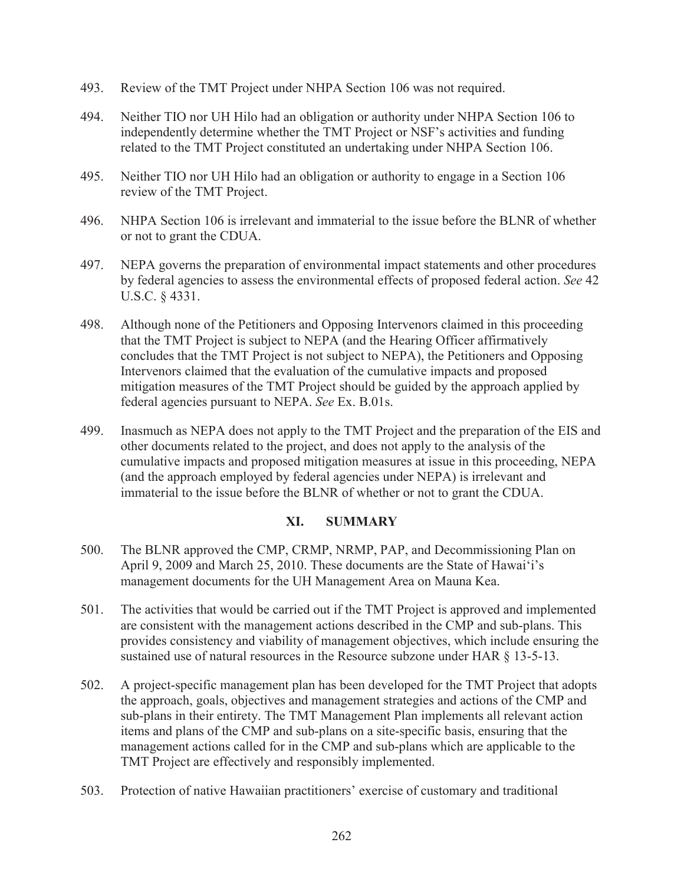493. Review of the TMT Project under NHPA Section 106 was not required.

494. Neither TIO nor UH Hilo had an obligation or authority under NHPA Section 106 to independently determine whether the TMT Project or NSF's activities and funding related to the TMT Project constituted an undertaking under NHPA Section 106.

495. Neither TIO nor UH Hilo had an obligation or authority to engage in a Section 106 review of the TMT Project.

496. NHPA Section 106 is irrelevant and immaterial to the issue before the BLNR of whether or not to grant the CDUA.

497. NEPA governs the preparation of environmental impact statements and other procedures by federal agencies to assess the environmental effects of proposed federal action. *See* 42 U.S.C. § 4331.

498. Although none of the Petitioners and Opposing Intervenors claimed in this proceeding that the TMT Project is subject to NEPA (and the Hearing Officer affirmatively concludes that the TMT Project is not subject to NEPA), the Petitioners and Opposing Intervenors claimed that the evaluation of the cumulative impacts and proposed mitigation measures of the TMT Project should be guided by the approach applied by federal agencies pursuant to NEPA. *See* Ex. B.01s.

499. Inasmuch as NEPA does not apply to the TMT Project and the preparation of the EIS and other documents related to the project, and does not apply to the analysis of the cumulative impacts and proposed mitigation measures at issue in this proceeding, NEPA (and the approach employed by federal agencies under NEPA) is irrelevant and immaterial to the issue before the BLNR of whether or not to grant the CDUA.

## XI. SUMMARY

500. The BLNR approved the CMP, CRMP, NRMP, PAP, and Decommissioning Plan on April 9, 2009 and March 25, 2010. These documents are the State of Hawaiʻi's management documents for the UH Management Area on Mauna Kea.

501. The activities that would be carried out if the TMT Project is approved and implemented are consistent with the management actions described in the CMP and sub-plans. This provides consistency and viability of management objectives, which include ensuring the sustained use of natural resources in the Resource subzone under HAR § 13-5-13.

502. A project-specific management plan has been developed for the TMT Project that adopts the approach, goals, objectives and management strategies and actions of the CMP and sub-plans in their entirety. The TMT Management Plan implements all relevant action items and plans of the CMP and sub-plans on a site-specific basis, ensuring that the management actions called for in the CMP and sub-plans which are applicable to the TMT Project are effectively and responsibly implemented.

503. Protection of native Hawaiian practitioners' exercise of customary and traditional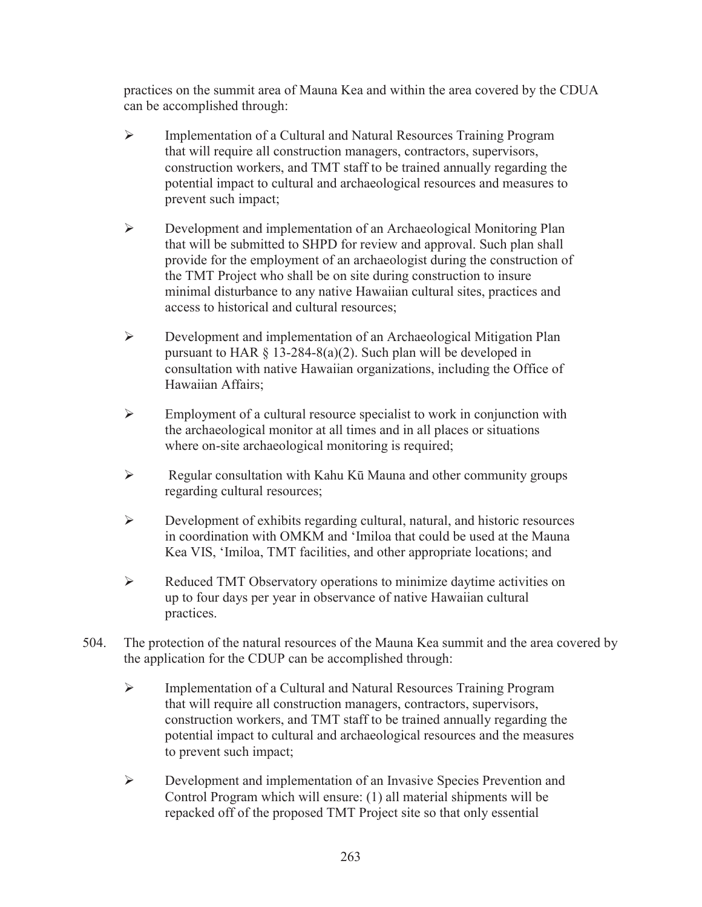practices on the summit area of Mauna Kea and within the area covered by the CDUA can be accomplished through:

- Implementation of a Cultural and Natural Resources Training Program that will require all construction managers, contractors, supervisors, construction workers, and TMT staff to be trained annually regarding the potential impact to cultural and archaeological resources and measures to prevent such impact;
- Development and implementation of an Archaeological Monitoring Plan that will be submitted to SHPD for review and approval. Such plan shall provide for the employment of an archaeologist during the construction of the TMT Project who shall be on site during construction to insure minimal disturbance to any native Hawaiian cultural sites, practices and access to historical and cultural resources;
- Development and implementation of an Archaeological Mitigation Plan pursuant to HAR § 13-284-8(a)(2). Such plan will be developed in consultation with native Hawaiian organizations, including the Office of Hawaiian Affairs;
- Employment of a cultural resource specialist to work in conjunction with the archaeological monitor at all times and in all places or situations where on-site archaeological monitoring is required;
- Regular consultation with Kahu Kū Mauna and other community groups regarding cultural resources;
- Development of exhibits regarding cultural, natural, and historic resources in coordination with OMKM and ʻImiloa that could be used at the Mauna Kea VIS, ʻImiloa, TMT facilities, and other appropriate locations; and
- Reduced TMT Observatory operations to minimize daytime activities on up to four days per year in observance of native Hawaiian cultural practices.

504. The protection of the natural resources of the Mauna Kea summit and the area covered by the application for the CDUP can be accomplished through:

- Implementation of a Cultural and Natural Resources Training Program that will require all construction managers, contractors, supervisors, construction workers, and TMT staff to be trained annually regarding the potential impact to cultural and archaeological resources and the measures to prevent such impact;
- Development and implementation of an Invasive Species Prevention and Control Program which will ensure: (1) all material shipments will be repacked off of the proposed TMT Project site so that only essential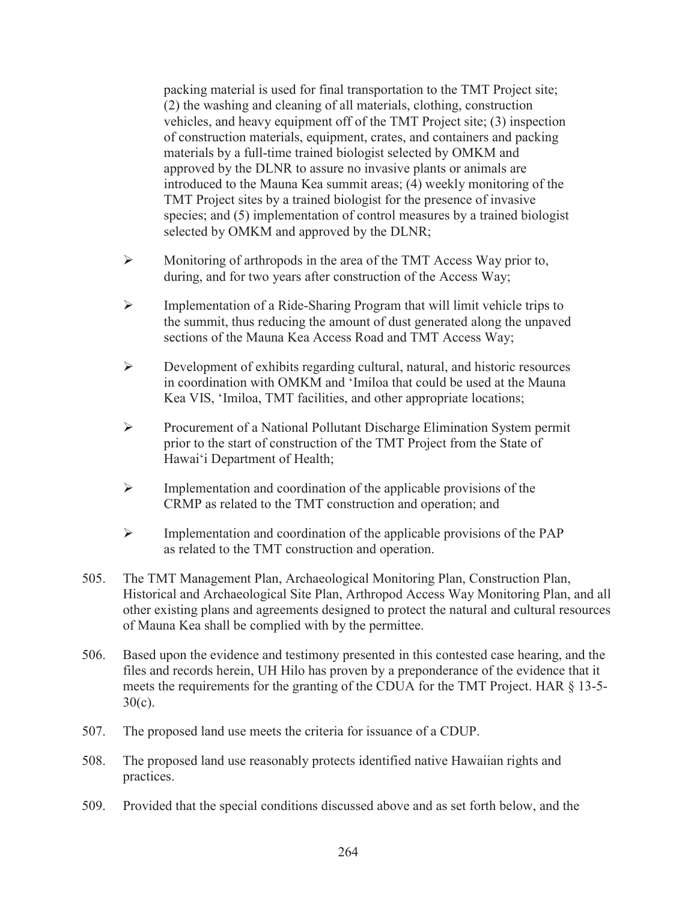packing material is used for final transportation to the TMT Project site; (2) the washing and cleaning of all materials, clothing, construction vehicles, and heavy equipment off of the TMT Project site; (3) inspection of construction materials, equipment, crates, and containers and packing materials by a full-time trained biologist selected by OMKM and approved by the DLNR to assure no invasive plants or animals are introduced to the Mauna Kea summit areas; (4) weekly monitoring of the TMT Project sites by a trained biologist for the presence of invasive species; and (5) implementation of control measures by a trained biologist selected by OMKM and approved by the DLNR;

- Monitoring of arthropods in the area of the TMT Access Way prior to, during, and for two years after construction of the Access Way;
- Implementation of a Ride-Sharing Program that will limit vehicle trips to the summit, thus reducing the amount of dust generated along the unpaved sections of the Mauna Kea Access Road and TMT Access Way;
- Development of exhibits regarding cultural, natural, and historic resources in coordination with OMKM and ʻImiloa that could be used at the Mauna Kea VIS, ʻImiloa, TMT facilities, and other appropriate locations;
- Procurement of a National Pollutant Discharge Elimination System permit prior to the start of construction of the TMT Project from the State of Hawaiʻi Department of Health;
- Implementation and coordination of the applicable provisions of the CRMP as related to the TMT construction and operation; and
- Implementation and coordination of the applicable provisions of the PAP as related to the TMT construction and operation.

505. The TMT Management Plan, Archaeological Monitoring Plan, Construction Plan, Historical and Archaeological Site Plan, Arthropod Access Way Monitoring Plan, and all other existing plans and agreements designed to protect the natural and cultural resources of Mauna Kea shall be complied with by the permittee.

506. Based upon the evidence and testimony presented in this contested case hearing, and the files and records herein, UH Hilo has proven by a preponderance of the evidence that it meets the requirements for the granting of the CDUA for the TMT Project. HAR § 13-5-30(c).

507. The proposed land use meets the criteria for issuance of a CDUP.

508. The proposed land use reasonably protects identified native Hawaiian rights and practices.

509. Provided that the special conditions discussed above and as set forth below, and the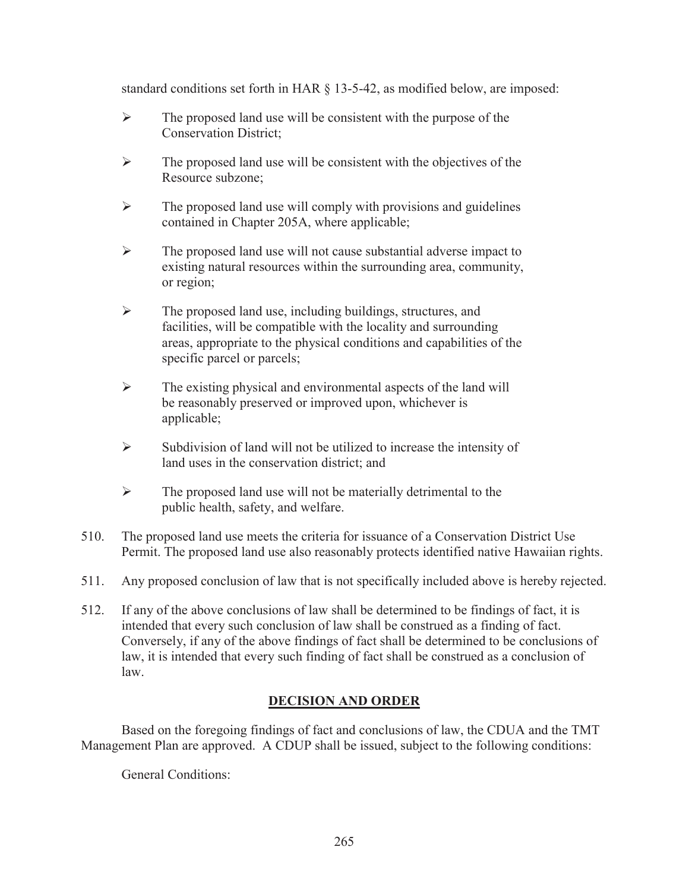standard conditions set forth in HAR § 13-5-42, as modified below, are imposed:

- The proposed land use will be consistent with the purpose of the Conservation District;
- The proposed land use will be consistent with the objectives of the Resource subzone;
- The proposed land use will comply with provisions and guidelines contained in Chapter 205A, where applicable;
- The proposed land use will not cause substantial adverse impact to existing natural resources within the surrounding area, community, or region;
- The proposed land use, including buildings, structures, and facilities, will be compatible with the locality and surrounding areas, appropriate to the physical conditions and capabilities of the specific parcel or parcels;
- The existing physical and environmental aspects of the land will be reasonably preserved or improved upon, whichever is applicable;
- Subdivision of land will not be utilized to increase the intensity of land uses in the conservation district; and
- The proposed land use will not be materially detrimental to the public health, safety, and welfare.

510. The proposed land use meets the criteria for issuance of a Conservation District Use Permit. The proposed land use also reasonably protects identified native Hawaiian rights.

511. Any proposed conclusion of law that is not specifically included above is hereby rejected.

512. If any of the above conclusions of law shall be determined to be findings of fact, it is intended that every such conclusion of law shall be construed as a finding of fact. Conversely, if any of the above findings of fact shall be determined to be conclusions of law, it is intended that every such finding of fact shall be construed as a conclusion of law.

## DECISION AND ORDER

Based on the foregoing findings of fact and conclusions of law, the CDUA and the TMT Management Plan are approved. A CDUP shall be issued, subject to the following conditions:

General Conditions: